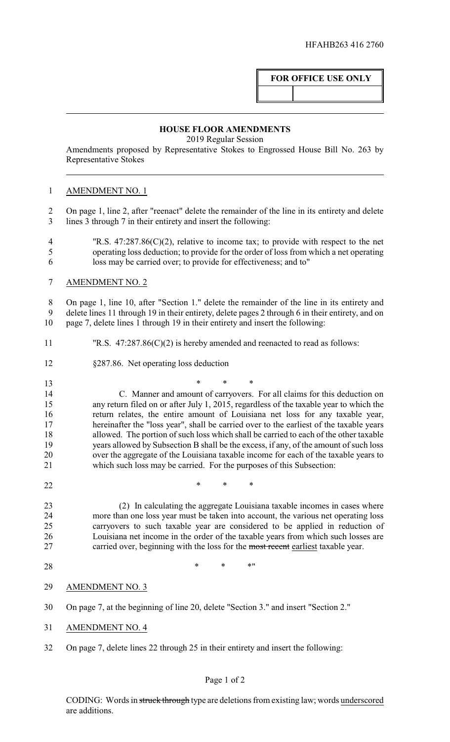HFAHB263 416 2760

**FOR OFFICE USE ONLY**

## HOUSE FLOOR AMENDMENTS

2019 Regular Session

Amendments proposed by Representative Stokes to Engrossed House Bill No. 263 by Representative Stokes

AMENDMENT NO. 1

On page 1, line 2, after "reenact" delete the remainder of the line in its entirety and delete lines 3 through 7 in their entirety and insert the following:

"R.S. 47:287.86(C)(2), relative to income tax; to provide with respect to the net operating loss deduction; to provide for the order of loss from which a net operating loss may be carried over; to provide for effectiveness; and to"

AMENDMENT NO. 2

On page 1, line 10, after "Section 1." delete the remainder of the line in its entirety and delete lines 11 through 19 in their entirety, delete pages 2 through 6 in their entirety, and on page 7, delete lines 1 through 19 in their entirety and insert the following:

"R.S. 47:287.86(C)(2) is hereby amended and reenacted to read as follows:

§287.86. Net operating loss deduction

\* \* \*

C. Manner and amount of carryovers. For all claims for this deduction on any return filed on or after July 1, 2015, regardless of the taxable year to which the return relates, the entire amount of Louisiana net loss for any taxable year, hereinafter the "loss year", shall be carried over to the earliest of the taxable years allowed. The portion of such loss which shall be carried to each of the other taxable years allowed by Subsection B shall be the excess, if any, of the amount of such loss over the aggregate of the Louisiana taxable income for each of the taxable years to which such loss may be carried. For the purposes of this Subsection:

\* \* \*

(2) In calculating the aggregate Louisiana taxable incomes in cases where more than one loss year must be taken into account, the various net operating loss carryovers to such taxable year are considered to be applied in reduction of Louisiana net income in the order of the taxable years from which such losses are carried over, beginning with the loss for the ~~most recent~~ <u>earliest</u> taxable year.

\* \* \*"

AMENDMENT NO. 3

On page 7, at the beginning of line 20, delete "Section 3." and insert "Section 2."

AMENDMENT NO. 4

On page 7, delete lines 22 through 25 in their entirety and insert the following:

CODING: Words in ~~struck through~~ type are deletions from existing law; words <u>underscored</u> are additions.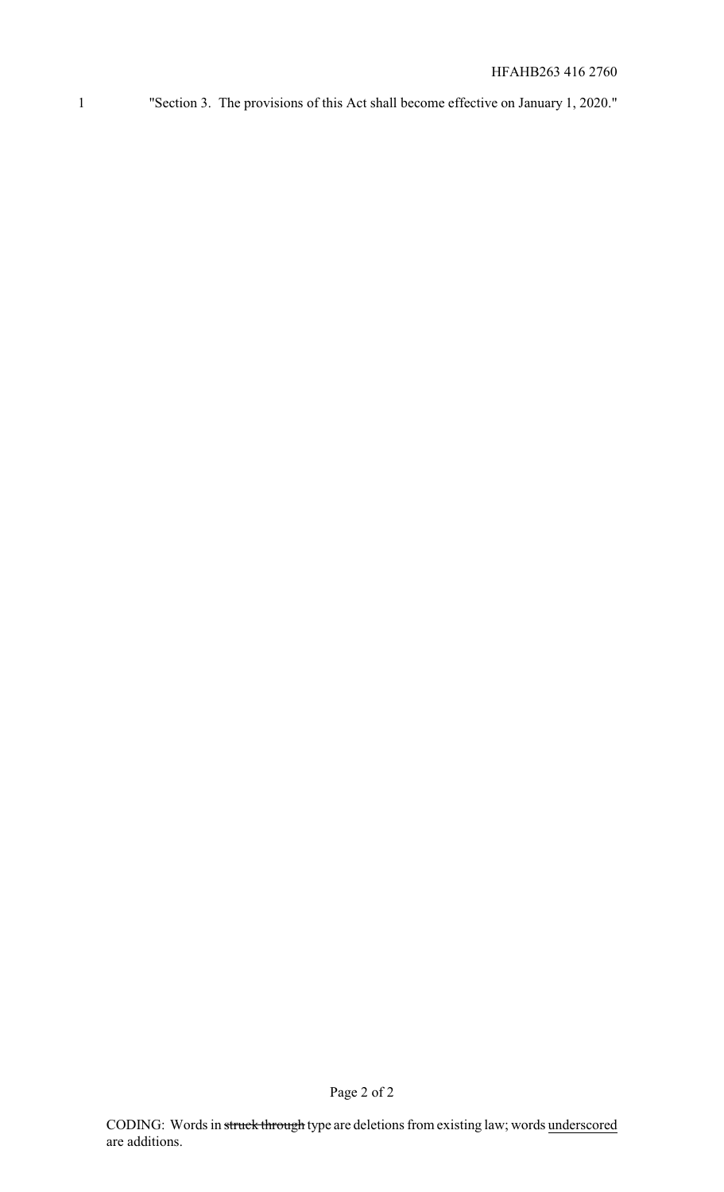1 "Section 3. The provisions of this Act shall become effective on January 1, 2020."

CODING: Words in ~~struck through~~ type are deletions from existing law; words <u>underscored</u> are additions.